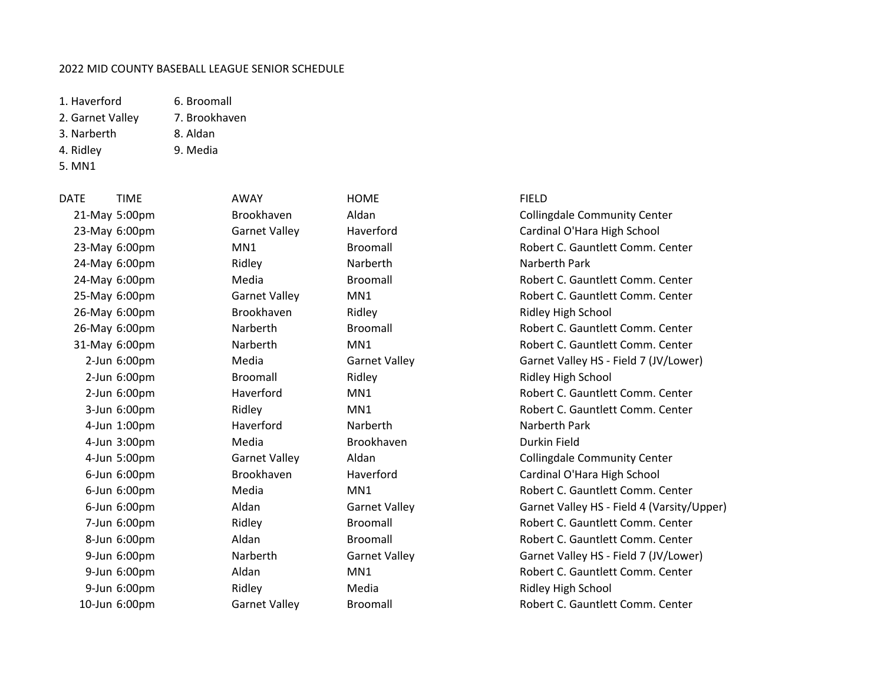2022 MID COUNTY BASEBALL LEAGUE SENIOR SCHEDULE

1. Haverford
2. Garnet Valley
3. Narberth
4. Ridley
5. MN1
6. Broomall
7. Brookhaven
8. Aldan
9. Media

| DATE | TIME | AWAY | HOME | FIELD |
|---|---|---|---|---|
| 21-May | 5:00pm | Brookhaven | Aldan | Collingdale Community Center |
| 23-May | 6:00pm | Garnet Valley | Haverford | Cardinal O'Hara High School |
| 23-May | 6:00pm | MN1 | Broomall | Robert C. Gauntlett Comm. Center |
| 24-May | 6:00pm | Ridley | Narberth | Narberth Park |
| 24-May | 6:00pm | Media | Broomall | Robert C. Gauntlett Comm. Center |
| 25-May | 6:00pm | Garnet Valley | MN1 | Robert C. Gauntlett Comm. Center |
| 26-May | 6:00pm | Brookhaven | Ridley | Ridley High School |
| 26-May | 6:00pm | Narberth | Broomall | Robert C. Gauntlett Comm. Center |
| 31-May | 6:00pm | Narberth | MN1 | Robert C. Gauntlett Comm. Center |
| 2-Jun | 6:00pm | Media | Garnet Valley | Garnet Valley HS - Field 7 (JV/Lower) |
| 2-Jun | 6:00pm | Broomall | Ridley | Ridley High School |
| 2-Jun | 6:00pm | Haverford | MN1 | Robert C. Gauntlett Comm. Center |
| 3-Jun | 6:00pm | Ridley | MN1 | Robert C. Gauntlett Comm. Center |
| 4-Jun | 1:00pm | Haverford | Narberth | Narberth Park |
| 4-Jun | 3:00pm | Media | Brookhaven | Durkin Field |
| 4-Jun | 5:00pm | Garnet Valley | Aldan | Collingdale Community Center |
| 6-Jun | 6:00pm | Brookhaven | Haverford | Cardinal O'Hara High School |
| 6-Jun | 6:00pm | Media | MN1 | Robert C. Gauntlett Comm. Center |
| 6-Jun | 6:00pm | Aldan | Garnet Valley | Garnet Valley HS - Field 4 (Varsity/Upper) |
| 7-Jun | 6:00pm | Ridley | Broomall | Robert C. Gauntlett Comm. Center |
| 8-Jun | 6:00pm | Aldan | Broomall | Robert C. Gauntlett Comm. Center |
| 9-Jun | 6:00pm | Narberth | Garnet Valley | Garnet Valley HS - Field 7 (JV/Lower) |
| 9-Jun | 6:00pm | Aldan | MN1 | Robert C. Gauntlett Comm. Center |
| 9-Jun | 6:00pm | Ridley | Media | Ridley High School |
| 10-Jun | 6:00pm | Garnet Valley | Broomall | Robert C. Gauntlett Comm. Center |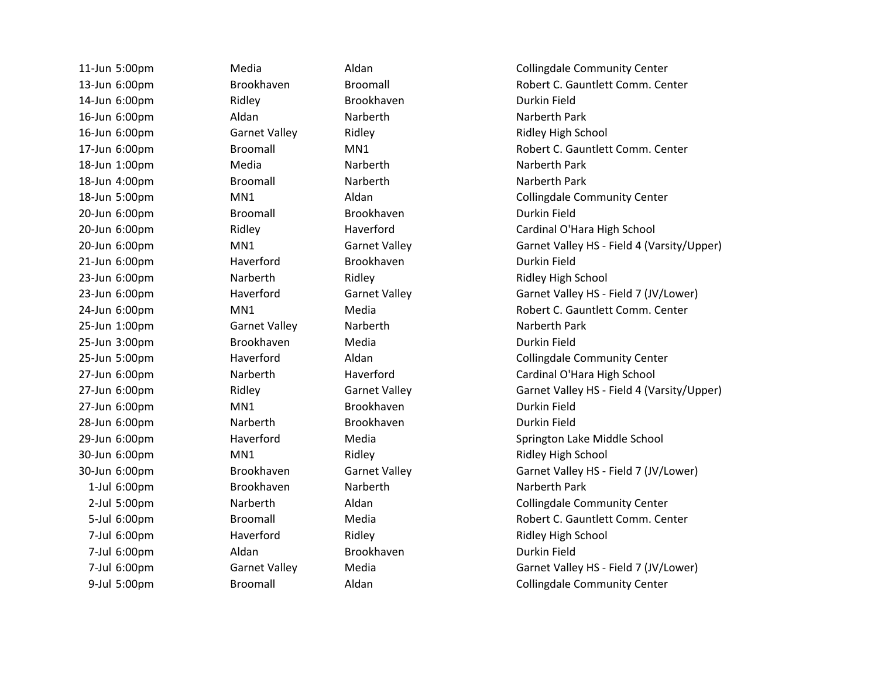| | | | | |
|---|---|---|---|---|
| 11-Jun | 5:00pm | Media | Aldan | Collingdale Community Center |
| 13-Jun | 6:00pm | Brookhaven | Broomall | Robert C. Gauntlett Comm. Center |
| 14-Jun | 6:00pm | Ridley | Brookhaven | Durkin Field |
| 16-Jun | 6:00pm | Aldan | Narberth | Narberth Park |
| 16-Jun | 6:00pm | Garnet Valley | Ridley | Ridley High School |
| 17-Jun | 6:00pm | Broomall | MN1 | Robert C. Gauntlett Comm. Center |
| 18-Jun | 1:00pm | Media | Narberth | Narberth Park |
| 18-Jun | 4:00pm | Broomall | Narberth | Narberth Park |
| 18-Jun | 5:00pm | MN1 | Aldan | Collingdale Community Center |
| 20-Jun | 6:00pm | Broomall | Brookhaven | Durkin Field |
| 20-Jun | 6:00pm | Ridley | Haverford | Cardinal O'Hara High School |
| 20-Jun | 6:00pm | MN1 | Garnet Valley | Garnet Valley HS - Field 4 (Varsity/Upper) |
| 21-Jun | 6:00pm | Haverford | Brookhaven | Durkin Field |
| 23-Jun | 6:00pm | Narberth | Ridley | Ridley High School |
| 23-Jun | 6:00pm | Haverford | Garnet Valley | Garnet Valley HS - Field 7 (JV/Lower) |
| 24-Jun | 6:00pm | MN1 | Media | Robert C. Gauntlett Comm. Center |
| 25-Jun | 1:00pm | Garnet Valley | Narberth | Narberth Park |
| 25-Jun | 3:00pm | Brookhaven | Media | Durkin Field |
| 25-Jun | 5:00pm | Haverford | Aldan | Collingdale Community Center |
| 27-Jun | 6:00pm | Narberth | Haverford | Cardinal O'Hara High School |
| 27-Jun | 6:00pm | Ridley | Garnet Valley | Garnet Valley HS - Field 4 (Varsity/Upper) |
| 27-Jun | 6:00pm | MN1 | Brookhaven | Durkin Field |
| 28-Jun | 6:00pm | Narberth | Brookhaven | Durkin Field |
| 29-Jun | 6:00pm | Haverford | Media | Springton Lake Middle School |
| 30-Jun | 6:00pm | MN1 | Ridley | Ridley High School |
| 30-Jun | 6:00pm | Brookhaven | Garnet Valley | Garnet Valley HS - Field 7 (JV/Lower) |
| 1-Jul | 6:00pm | Brookhaven | Narberth | Narberth Park |
| 2-Jul | 5:00pm | Narberth | Aldan | Collingdale Community Center |
| 5-Jul | 6:00pm | Broomall | Media | Robert C. Gauntlett Comm. Center |
| 7-Jul | 6:00pm | Haverford | Ridley | Ridley High School |
| 7-Jul | 6:00pm | Aldan | Brookhaven | Durkin Field |
| 7-Jul | 6:00pm | Garnet Valley | Media | Garnet Valley HS - Field 7 (JV/Lower) |
| 9-Jul | 5:00pm | Broomall | Aldan | Collingdale Community Center |